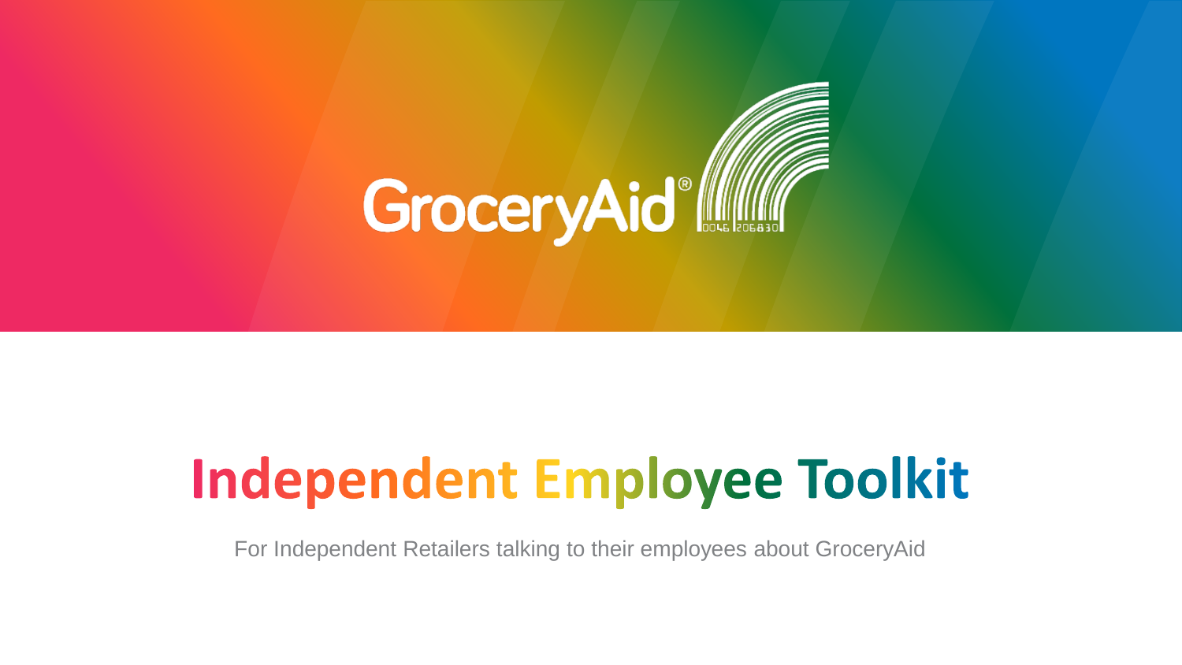GroceryAid®

# Independent Employee Toolkit

For Independent Retailers talking to their employees about GroceryAid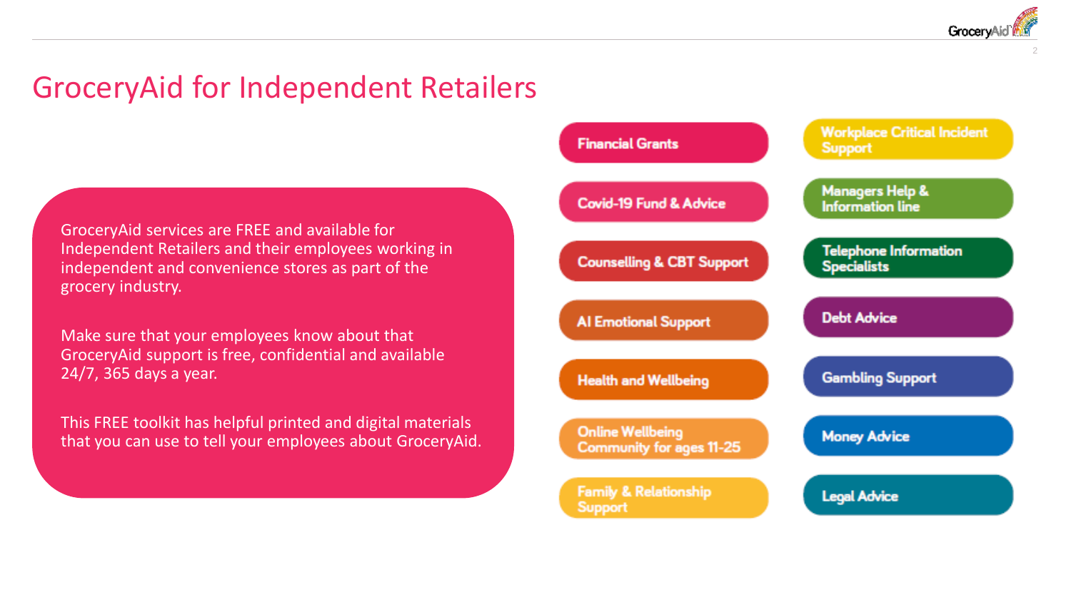# GroceryAid for Independent Retailers

GroceryAid services are FREE and available for Independent Retailers and their employees working in independent and convenience stores as part of the grocery industry.

Make sure that your employees know about that GroceryAid support is free, confidential and available 24/7, 365 days a year.

This FREE toolkit has helpful printed and digital materials that you can use to tell your employees about GroceryAid.

- Financial Grants
- Covid-19 Fund & Advice
- Counselling & CBT Support
- AI Emotional Support
- Health and Wellbeing
- Online Wellbeing Community for ages 11-25
- Family & Relationship Support
- Workplace Critical Incident Support
- Managers Help & Information line
- Telephone Information Specialists
- Debt Advice
- Gambling Support
- Money Advice
- Legal Advice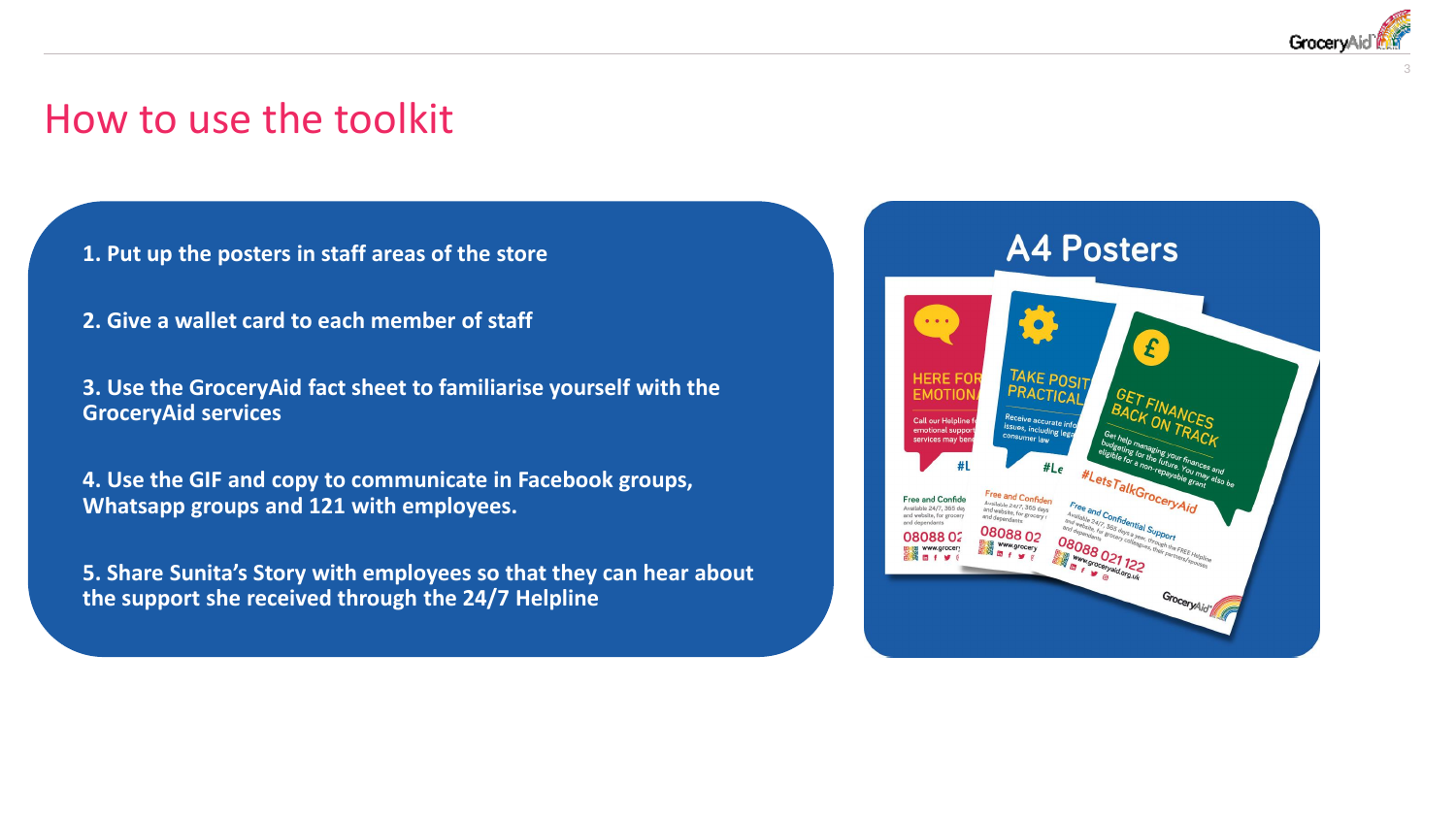# How to use the toolkit

1. **Put up the posters in staff areas of the store**

2. **Give a wallet card to each member of staff**

3. **Use the GroceryAid fact sheet to familiarise yourself with the GroceryAid services**

4. **Use the GIF and copy to communicate in Facebook groups, Whatsapp groups and 121 with employees.**

5. **Share Sunita's Story with employees so that they can hear about the support she received through the 24/7 Helpline**

## A4 Posters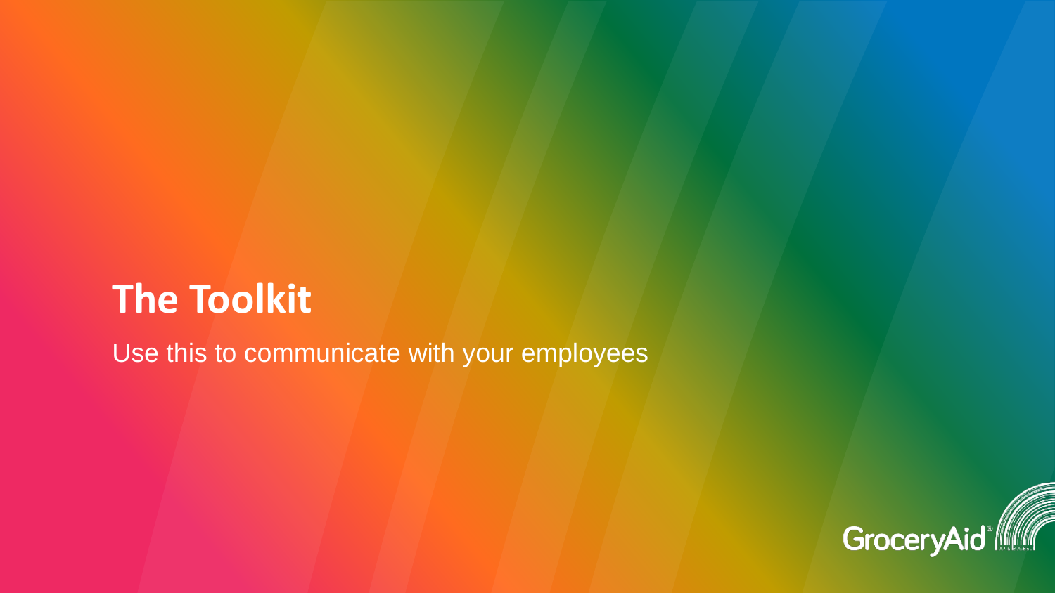# The Toolkit

Use this to communicate with your employees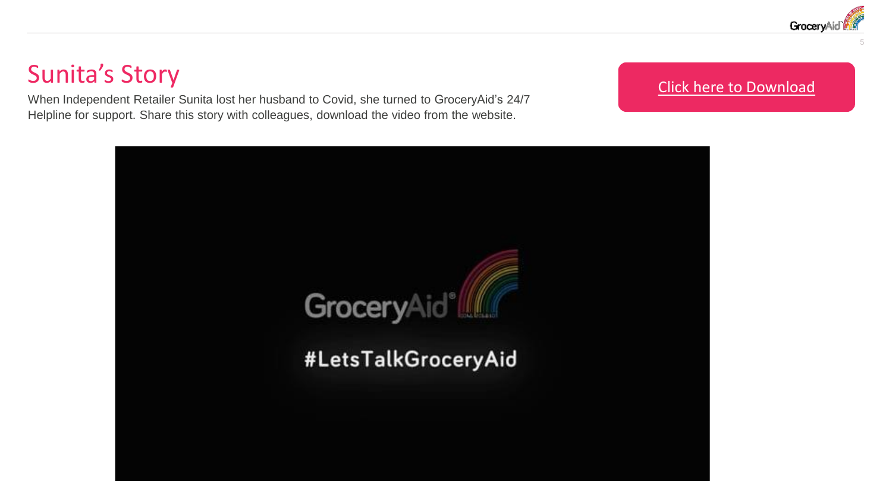# Sunita's Story

When Independent Retailer Sunita lost her husband to Covid, she turned to GroceryAid's 24/7 Helpline for support. Share this story with colleagues, download the video from the website.

Click here to Download

GroceryAid

#LetsTalkGroceryAid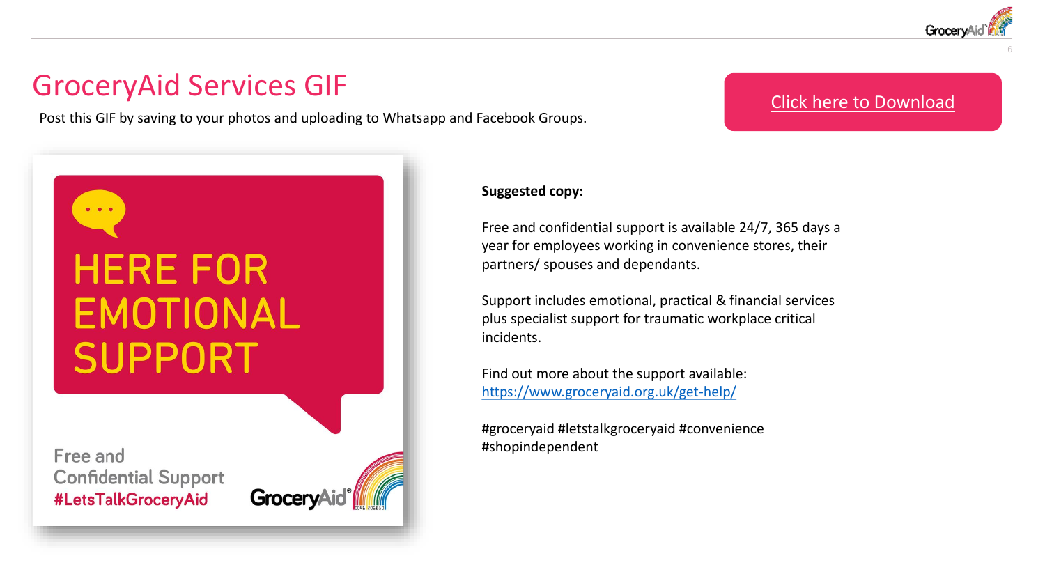# GroceryAid Services GIF

Post this GIF by saving to your photos and uploading to Whatsapp and Facebook Groups.

Click here to Download

HERE FOR EMOTIONAL SUPPORT

Free and Confidential Support
#LetsTalkGroceryAid

GroceryAid

**Suggested copy:**

Free and confidential support is available 24/7, 365 days a year for employees working in convenience stores, their partners/ spouses and dependants.

Support includes emotional, practical & financial services plus specialist support for traumatic workplace critical incidents.

Find out more about the support available:
https://www.groceryaid.org.uk/get-help/

#groceryaid #letstalkgroceryaid #convenience #shopindependent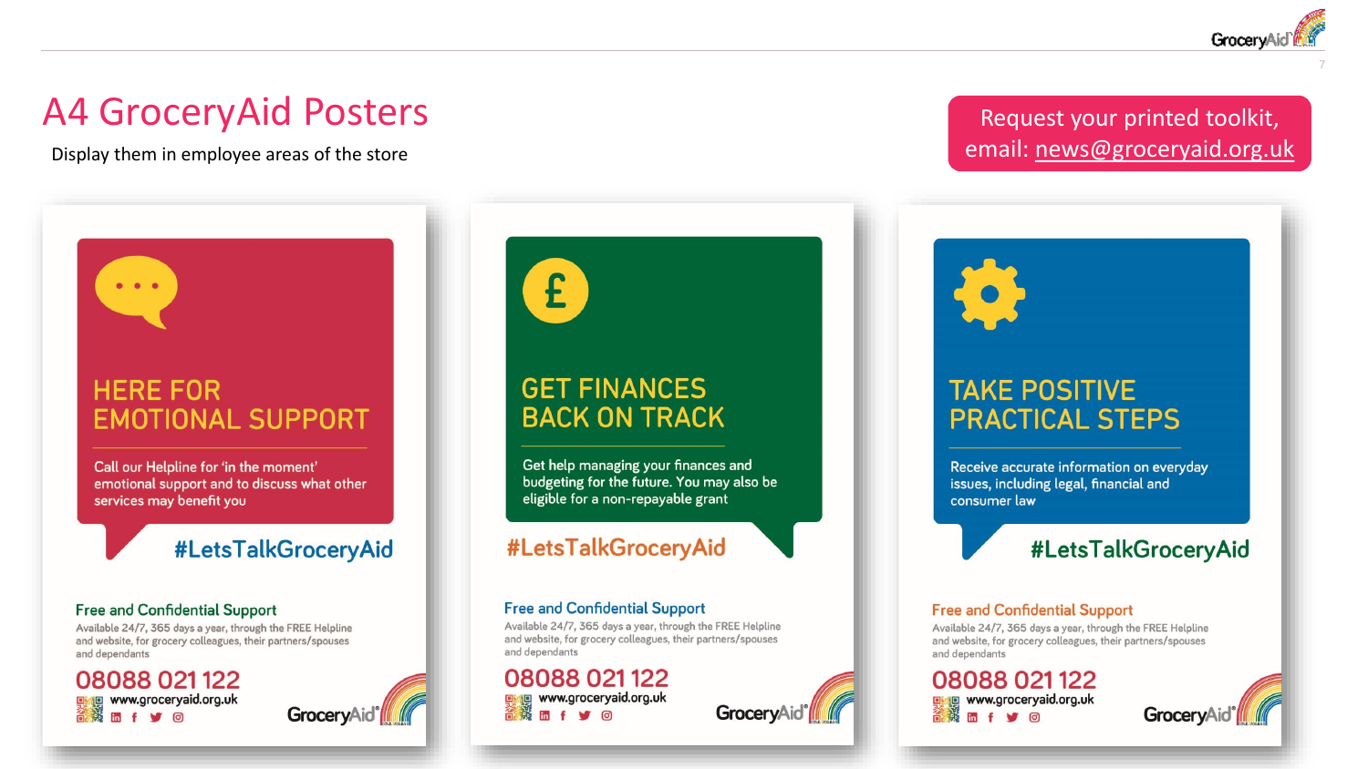# A4 GroceryAid Posters

Display them in employee areas of the store

Request your printed toolkit, email: news@groceryaid.org.uk

## HERE FOR EMOTIONAL SUPPORT

Call our Helpline for 'in the moment' emotional support and to discuss what other services may benefit you

#LetsTalkGroceryAid

**Free and Confidential Support**

Available 24/7, 365 days a year, through the FREE Helpline and website, for grocery colleagues, their partners/spouses and dependants

**08088 021 122**

www.groceryaid.org.uk

GroceryAid

## GET FINANCES BACK ON TRACK

Get help managing your finances and budgeting for the future. You may also be eligible for a non-repayable grant

#LetsTalkGroceryAid

**Free and Confidential Support**

Available 24/7, 365 days a year, through the FREE Helpline and website, for grocery colleagues, their partners/spouses and dependants

**08088 021 122**

www.groceryaid.org.uk

GroceryAid

## TAKE POSITIVE PRACTICAL STEPS

Receive accurate information on everyday issues, including legal, financial and consumer law

#LetsTalkGroceryAid

**Free and Confidential Support**

Available 24/7, 365 days a year, through the FREE Helpline and website, for grocery colleagues, their partners/spouses and dependants

**08088 021 122**

www.groceryaid.org.uk

GroceryAid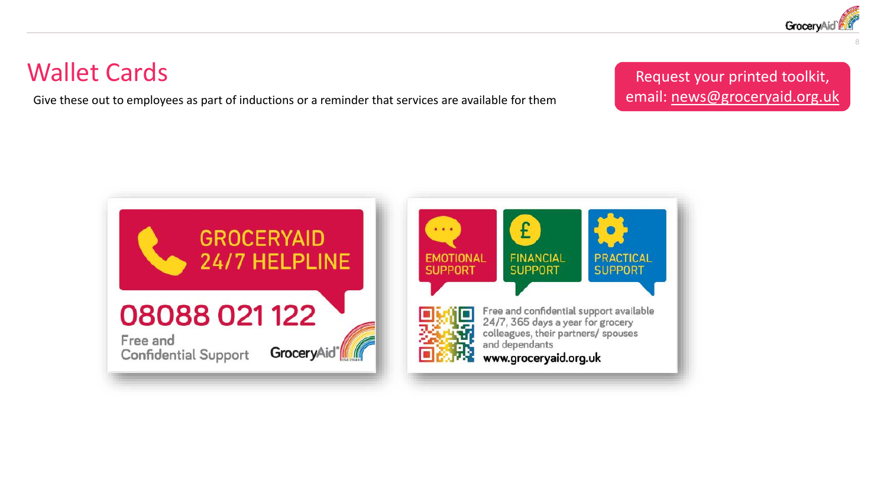# Wallet Cards

Give these out to employees as part of inductions or a reminder that services are available for them

Request your printed toolkit, email: news@groceryaid.org.uk

GROCERYAID 24/7 HELPLINE

08088 021 122

Free and Confidential Support

GroceryAid

EMOTIONAL SUPPORT

FINANCIAL SUPPORT

PRACTICAL SUPPORT

Free and confidential support available 24/7, 365 days a year for grocery colleagues, their partners/ spouses and dependants

www.groceryaid.org.uk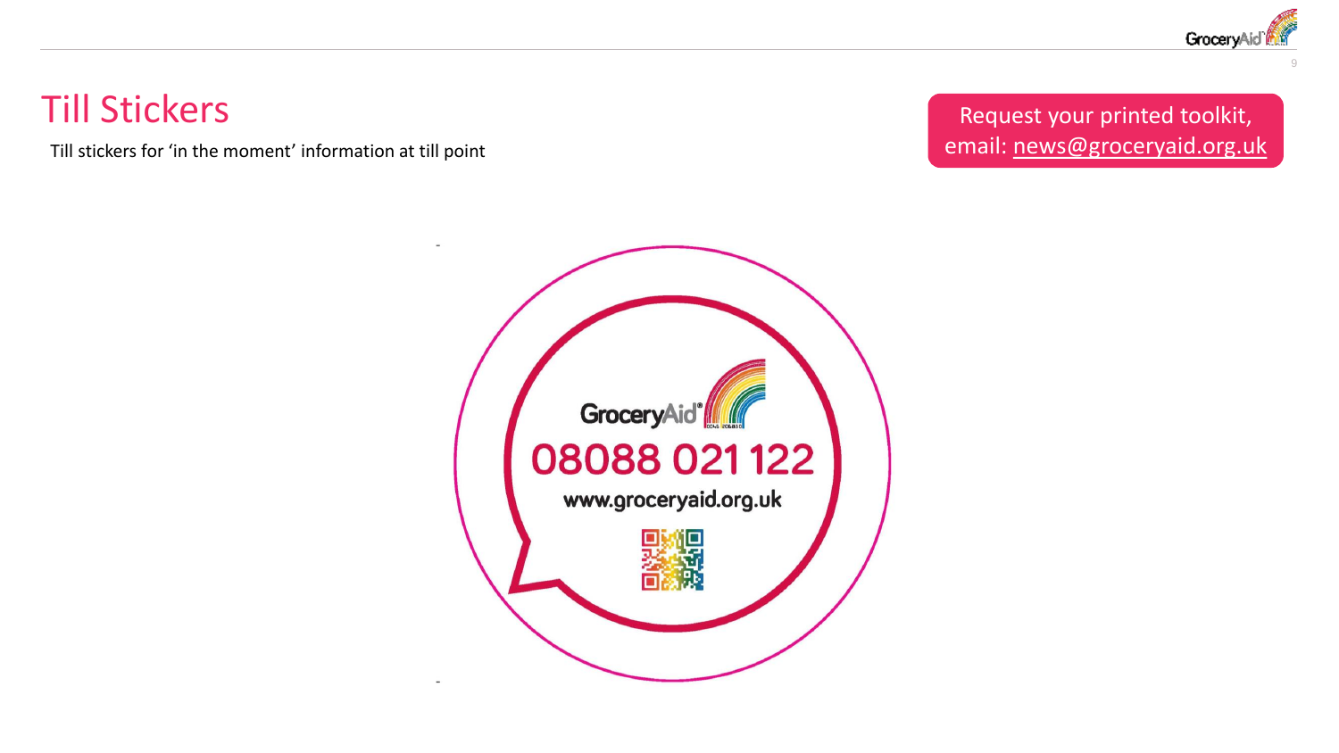# Till Stickers

Till stickers for 'in the moment' information at till point

Request your printed toolkit, email: news@groceryaid.org.uk

GroceryAid

08088 021 122

www.groceryaid.org.uk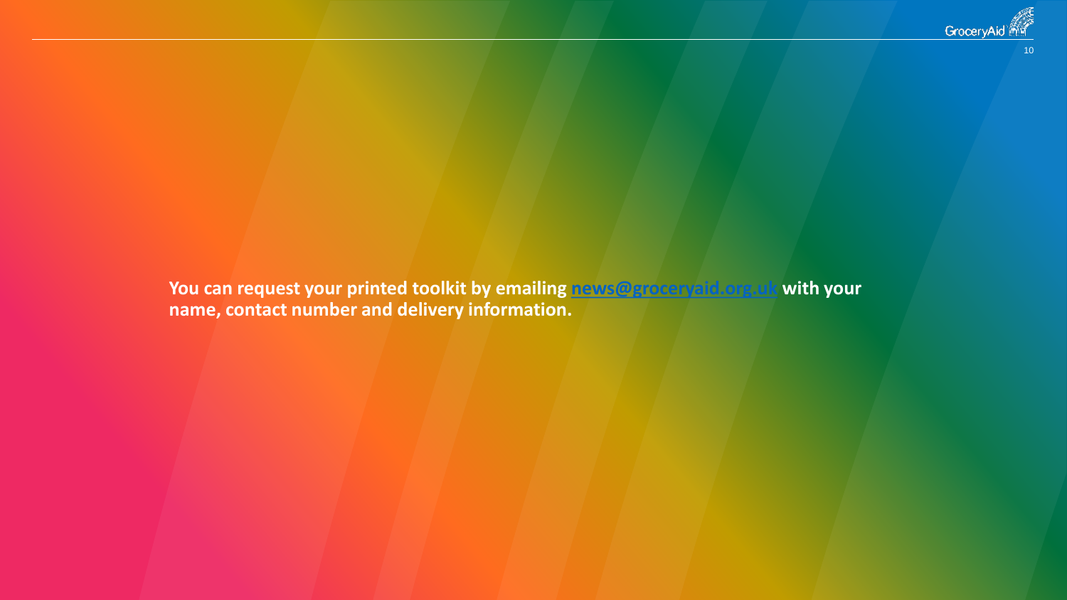**You can request your printed toolkit by emailing news@groceryaid.org.uk with your name, contact number and delivery information.**